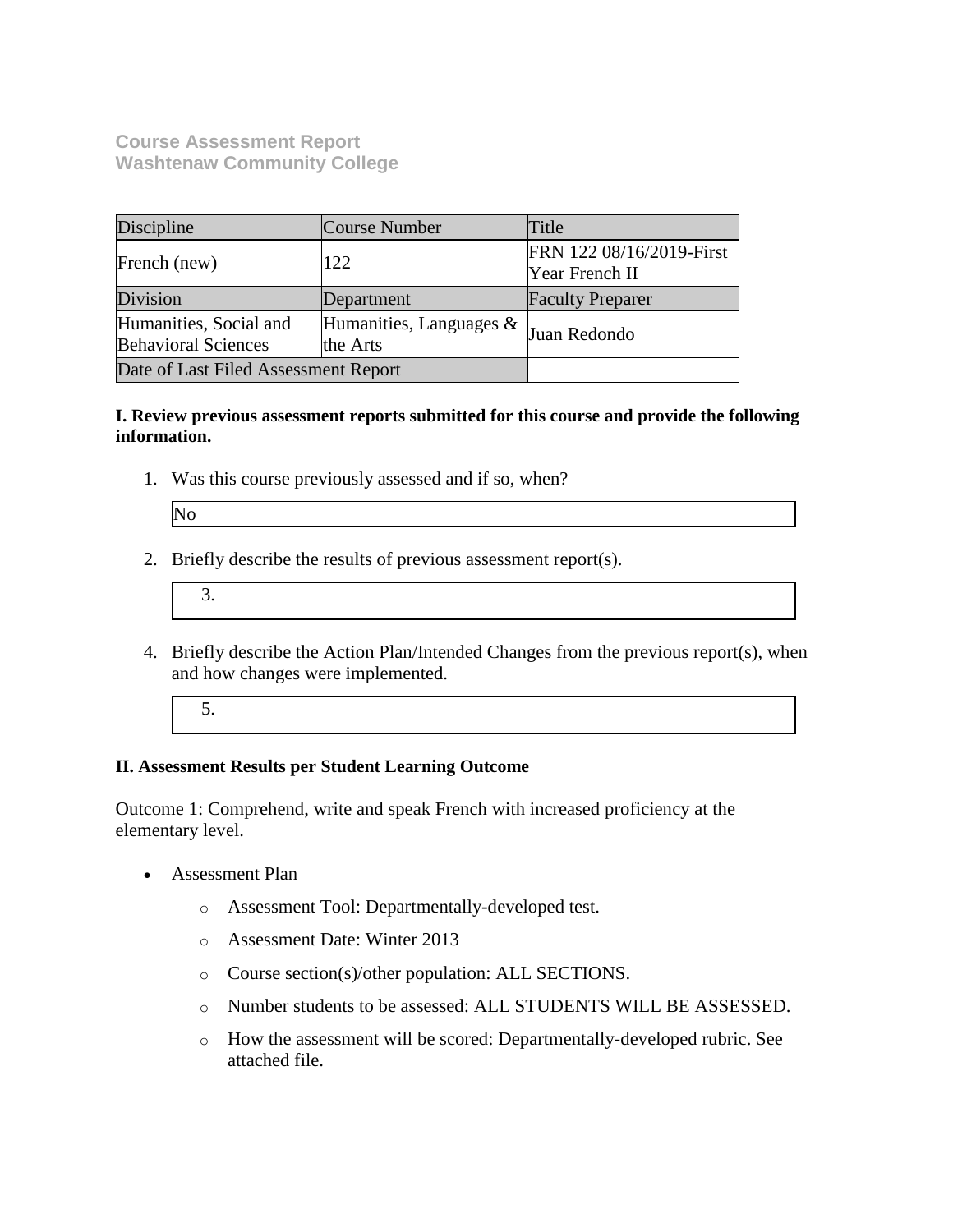**Course Assessment Report**
**Washtenaw Community College**

| Discipline | Course Number | Title |
|---|---|---|
| French (new) | 122 | FRN 122 08/16/2019-First Year French II |
| Division | Department | Faculty Preparer |
| Humanities, Social and Behavioral Sciences | Humanities, Languages & the Arts | Juan Redondo |
| Date of Last Filed Assessment Report | | |

**I. Review previous assessment reports submitted for this course and provide the following information.**

1. Was this course previously assessed and if so, when?

   No

2. Briefly describe the results of previous assessment report(s).

   3.

4. Briefly describe the Action Plan/Intended Changes from the previous report(s), when and how changes were implemented.

   5.

**II. Assessment Results per Student Learning Outcome**

Outcome 1: Comprehend, write and speak French with increased proficiency at the elementary level.

- Assessment Plan
  - Assessment Tool: Departmentally-developed test.
  - Assessment Date: Winter 2013
  - Course section(s)/other population: ALL SECTIONS.
  - Number students to be assessed: ALL STUDENTS WILL BE ASSESSED.
  - How the assessment will be scored: Departmentally-developed rubric. See attached file.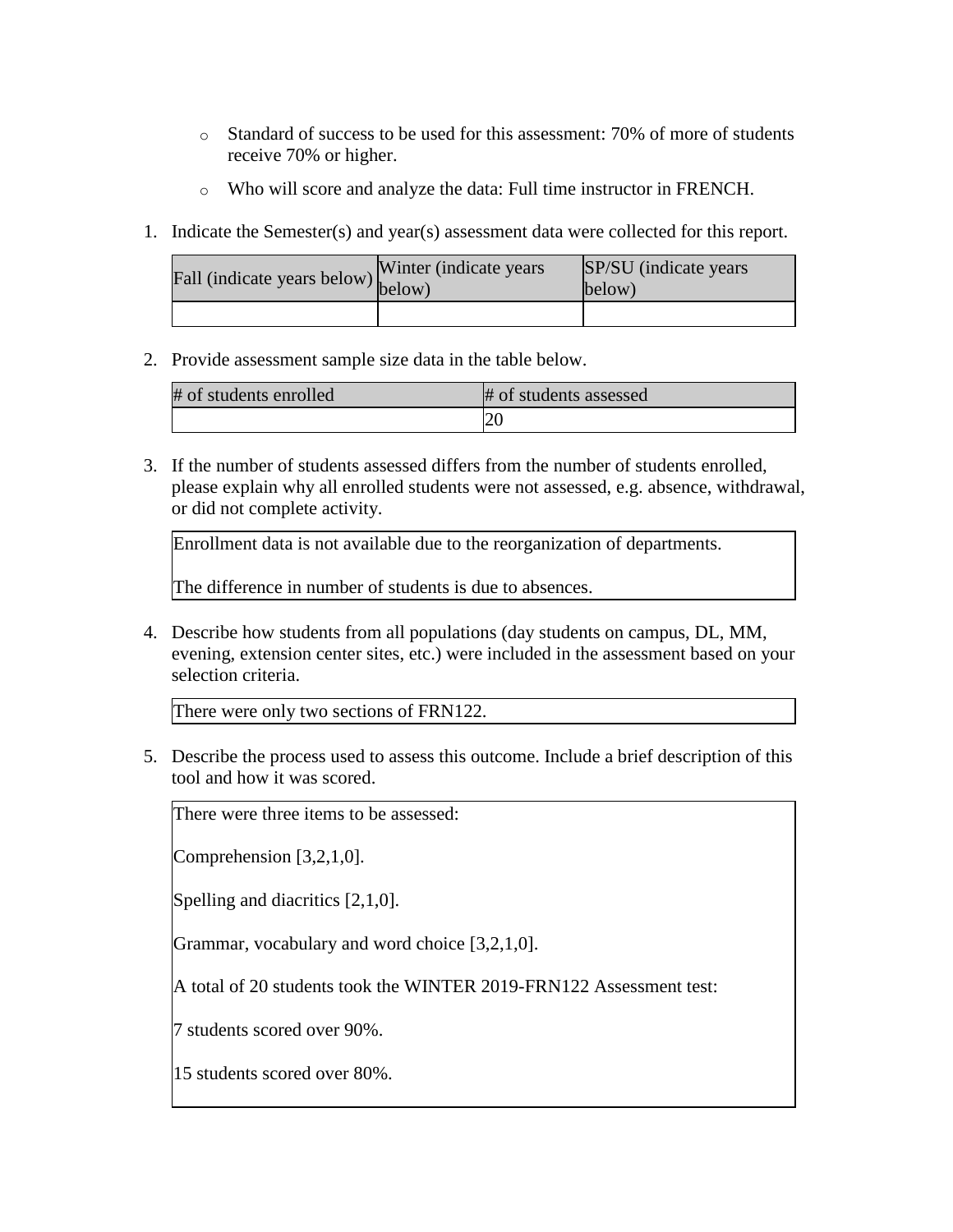- Standard of success to be used for this assessment: 70% of more of students receive 70% or higher.
- Who will score and analyze the data: Full time instructor in FRENCH.

1. Indicate the Semester(s) and year(s) assessment data were collected for this report.

| Fall (indicate years below) | Winter (indicate years below) | SP/SU (indicate years below) |
| --- | --- | --- |
| | | |

2. Provide assessment sample size data in the table below.

| # of students enrolled | # of students assessed |
| --- | --- |
| | 20 |

3. If the number of students assessed differs from the number of students enrolled, please explain why all enrolled students were not assessed, e.g. absence, withdrawal, or did not complete activity.

| Enrollment data is not available due to the reorganization of departments.<br><br>The difference in number of students is due to absences. |
| --- |

4. Describe how students from all populations (day students on campus, DL, MM, evening, extension center sites, etc.) were included in the assessment based on your selection criteria.

| There were only two sections of FRN122. |
| --- |

5. Describe the process used to assess this outcome. Include a brief description of this tool and how it was scored.

| There were three items to be assessed:<br><br>Comprehension [3,2,1,0].<br><br>Spelling and diacritics [2,1,0].<br><br>Grammar, vocabulary and word choice [3,2,1,0].<br><br>A total of 20 students took the WINTER 2019-FRN122 Assessment test:<br><br>7 students scored over 90%.<br><br>15 students scored over 80%. |
| --- |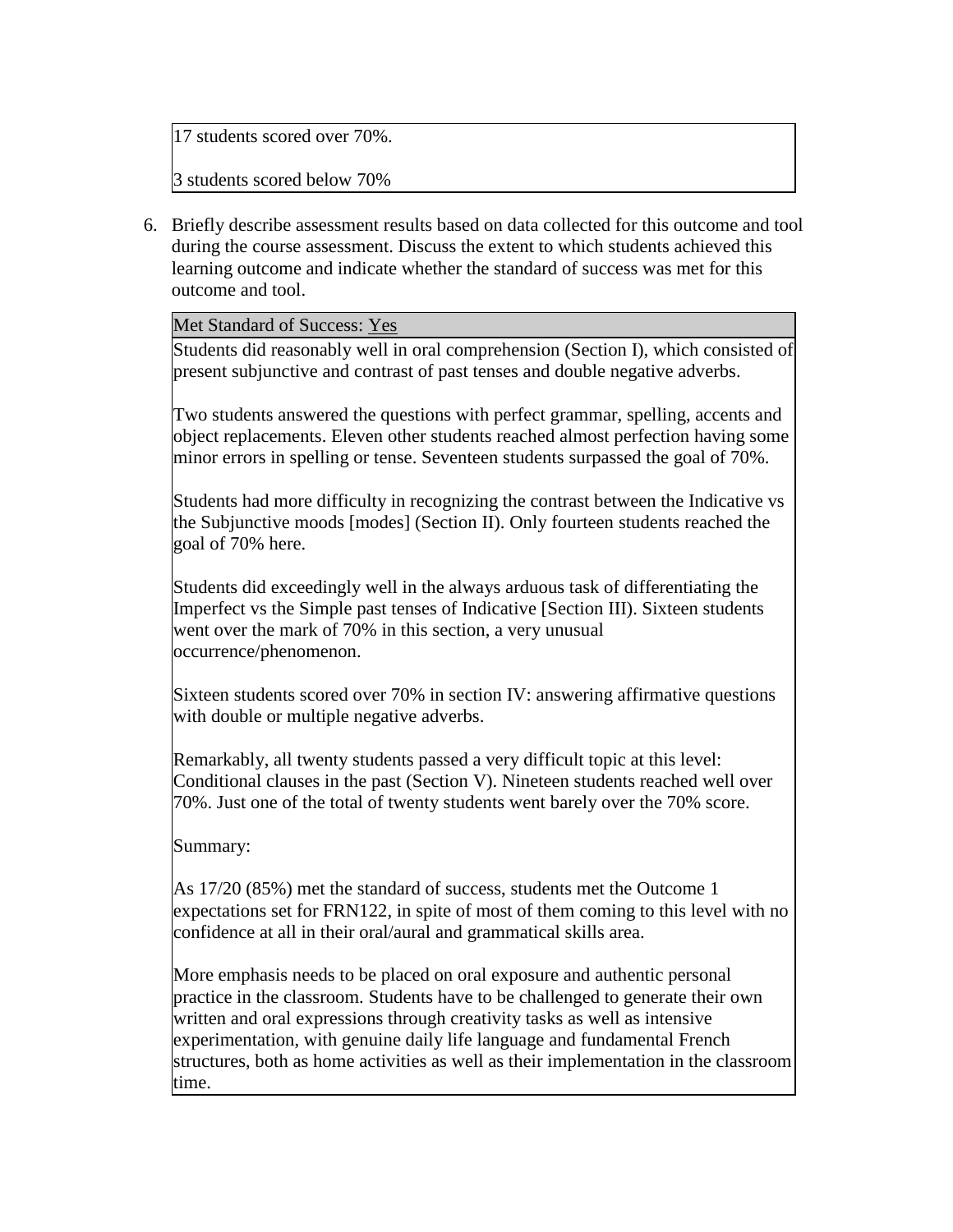| 17 students scored over 70%.<br><br>3 students scored below 70% |
| --- |

6. Briefly describe assessment results based on data collected for this outcome and tool during the course assessment. Discuss the extent to which students achieved this learning outcome and indicate whether the standard of success was met for this outcome and tool.

| Met Standard of Success: Yes |
| --- |
| Students did reasonably well in oral comprehension (Section I), which consisted of present subjunctive and contrast of past tenses and double negative adverbs.<br><br>Two students answered the questions with perfect grammar, spelling, accents and object replacements. Eleven other students reached almost perfection having some minor errors in spelling or tense. Seventeen students surpassed the goal of 70%.<br><br>Students had more difficulty in recognizing the contrast between the Indicative vs the Subjunctive moods [modes] (Section II). Only fourteen students reached the goal of 70% here.<br><br>Students did exceedingly well in the always arduous task of differentiating the Imperfect vs the Simple past tenses of Indicative [Section III). Sixteen students went over the mark of 70% in this section, a very unusual occurrence/phenomenon.<br><br>Sixteen students scored over 70% in section IV: answering affirmative questions with double or multiple negative adverbs.<br><br>Remarkably, all twenty students passed a very difficult topic at this level: Conditional clauses in the past (Section V). Nineteen students reached well over 70%. Just one of the total of twenty students went barely over the 70% score.<br><br>Summary:<br><br>As 17/20 (85%) met the standard of success, students met the Outcome 1 expectations set for FRN122, in spite of most of them coming to this level with no confidence at all in their oral/aural and grammatical skills area.<br><br>More emphasis needs to be placed on oral exposure and authentic personal practice in the classroom. Students have to be challenged to generate their own written and oral expressions through creativity tasks as well as intensive experimentation, with genuine daily life language and fundamental French structures, both as home activities as well as their implementation in the classroom time. |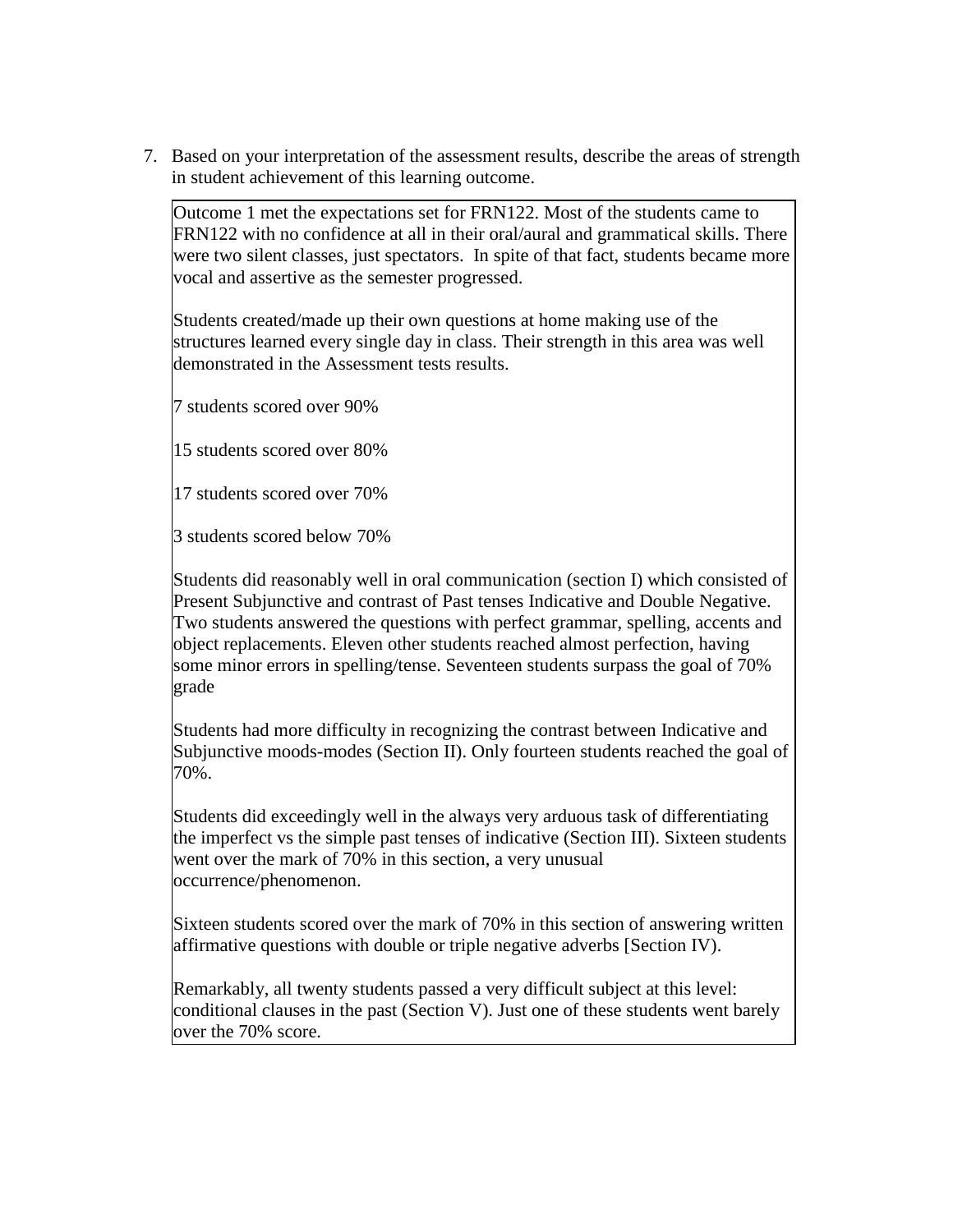7. Based on your interpretation of the assessment results, describe the areas of strength in student achievement of this learning outcome.

Outcome 1 met the expectations set for FRN122. Most of the students came to FRN122 with no confidence at all in their oral/aural and grammatical skills. There were two silent classes, just spectators. In spite of that fact, students became more vocal and assertive as the semester progressed.

Students created/made up their own questions at home making use of the structures learned every single day in class. Their strength in this area was well demonstrated in the Assessment tests results.

7 students scored over 90%

15 students scored over 80%

17 students scored over 70%

3 students scored below 70%

Students did reasonably well in oral communication (section I) which consisted of Present Subjunctive and contrast of Past tenses Indicative and Double Negative. Two students answered the questions with perfect grammar, spelling, accents and object replacements. Eleven other students reached almost perfection, having some minor errors in spelling/tense. Seventeen students surpass the goal of 70% grade

Students had more difficulty in recognizing the contrast between Indicative and Subjunctive moods-modes (Section II). Only fourteen students reached the goal of 70%.

Students did exceedingly well in the always very arduous task of differentiating the imperfect vs the simple past tenses of indicative (Section III). Sixteen students went over the mark of 70% in this section, a very unusual occurrence/phenomenon.

Sixteen students scored over the mark of 70% in this section of answering written affirmative questions with double or triple negative adverbs [Section IV).

Remarkably, all twenty students passed a very difficult subject at this level: conditional clauses in the past (Section V). Just one of these students went barely over the 70% score.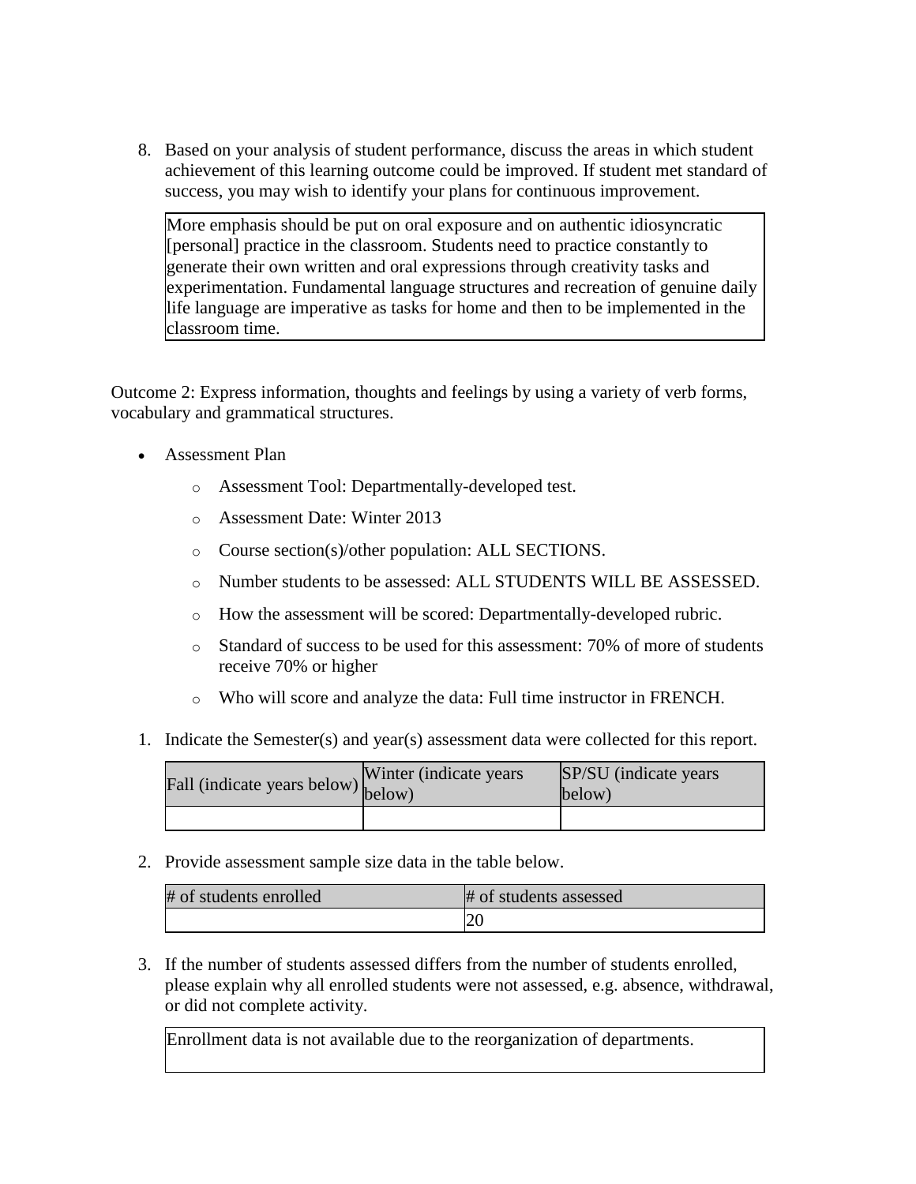8. Based on your analysis of student performance, discuss the areas in which student achievement of this learning outcome could be improved. If student met standard of success, you may wish to identify your plans for continuous improvement.

   More emphasis should be put on oral exposure and on authentic idiosyncratic [personal] practice in the classroom. Students need to practice constantly to generate their own written and oral expressions through creativity tasks and experimentation. Fundamental language structures and recreation of genuine daily life language are imperative as tasks for home and then to be implemented in the classroom time.

Outcome 2: Express information, thoughts and feelings by using a variety of verb forms, vocabulary and grammatical structures.

- Assessment Plan
  - Assessment Tool: Departmentally-developed test.
  - Assessment Date: Winter 2013
  - Course section(s)/other population: ALL SECTIONS.
  - Number students to be assessed: ALL STUDENTS WILL BE ASSESSED.
  - How the assessment will be scored: Departmentally-developed rubric.
  - Standard of success to be used for this assessment: 70% of more of students receive 70% or higher
  - Who will score and analyze the data: Full time instructor in FRENCH.

1. Indicate the Semester(s) and year(s) assessment data were collected for this report.

| Fall (indicate years below) | Winter (indicate years below) | SP/SU (indicate years below) |
| --- | --- | --- |
| | | |

2. Provide assessment sample size data in the table below.

| # of students enrolled | # of students assessed |
| --- | --- |
| | 20 |

3. If the number of students assessed differs from the number of students enrolled, please explain why all enrolled students were not assessed, e.g. absence, withdrawal, or did not complete activity.

   Enrollment data is not available due to the reorganization of departments.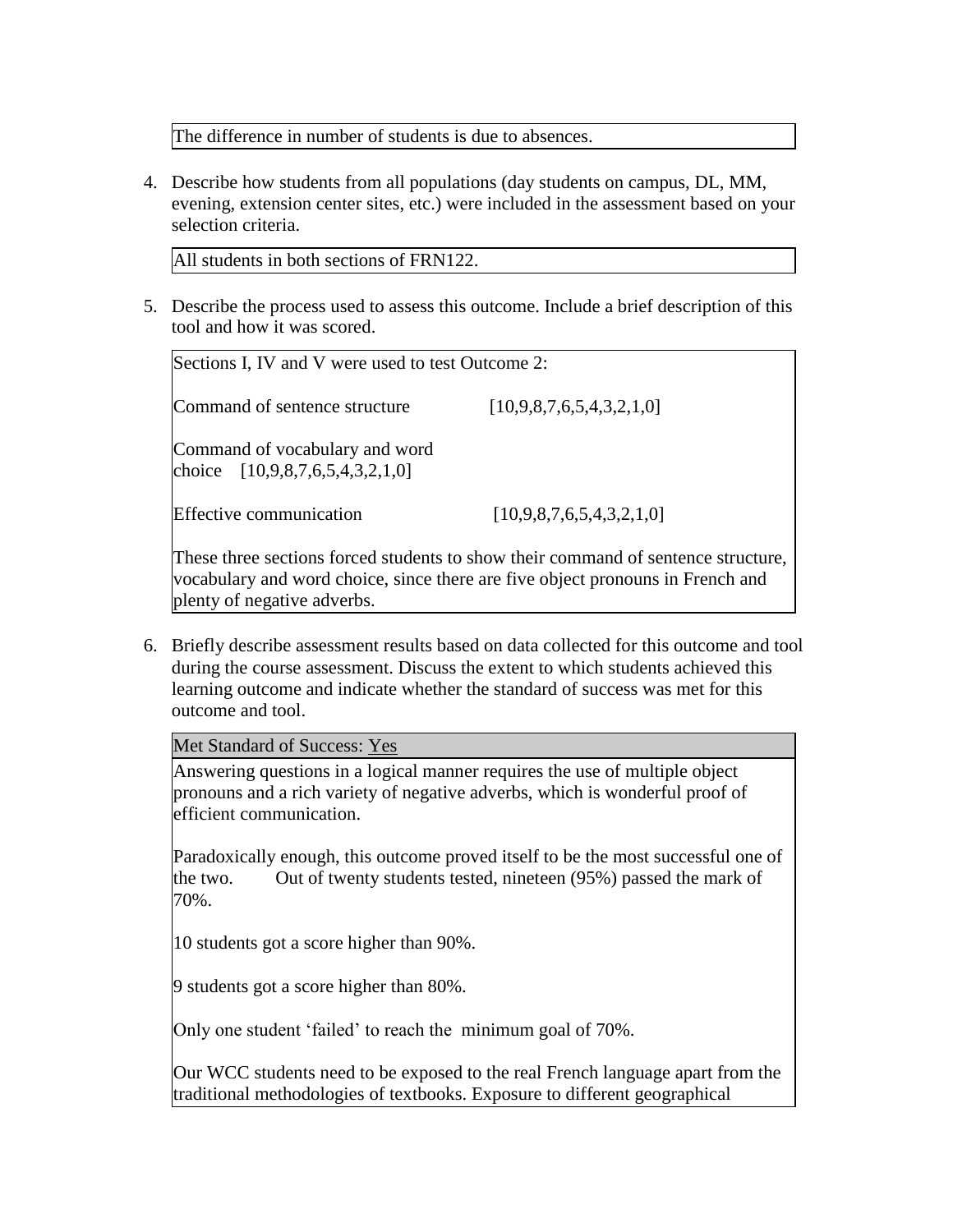The difference in number of students is due to absences.

4. Describe how students from all populations (day students on campus, DL, MM, evening, extension center sites, etc.) were included in the assessment based on your selection criteria.

All students in both sections of FRN122.

5. Describe the process used to assess this outcome. Include a brief description of this tool and how it was scored.

Sections I, IV and V were used to test Outcome 2:

Command of sentence structure [10,9,8,7,6,5,4,3,2,1,0]

Command of vocabulary and word choice [10,9,8,7,6,5,4,3,2,1,0]

Effective communication [10,9,8,7,6,5,4,3,2,1,0]

These three sections forced students to show their command of sentence structure, vocabulary and word choice, since there are five object pronouns in French and plenty of negative adverbs.

6. Briefly describe assessment results based on data collected for this outcome and tool during the course assessment. Discuss the extent to which students achieved this learning outcome and indicate whether the standard of success was met for this outcome and tool.

Met Standard of Success: Yes

Answering questions in a logical manner requires the use of multiple object pronouns and a rich variety of negative adverbs, which is wonderful proof of efficient communication.

Paradoxically enough, this outcome proved itself to be the most successful one of the two. Out of twenty students tested, nineteen (95%) passed the mark of 70%.

10 students got a score higher than 90%.

9 students got a score higher than 80%.

Only one student 'failed' to reach the minimum goal of 70%.

Our WCC students need to be exposed to the real French language apart from the traditional methodologies of textbooks. Exposure to different geographical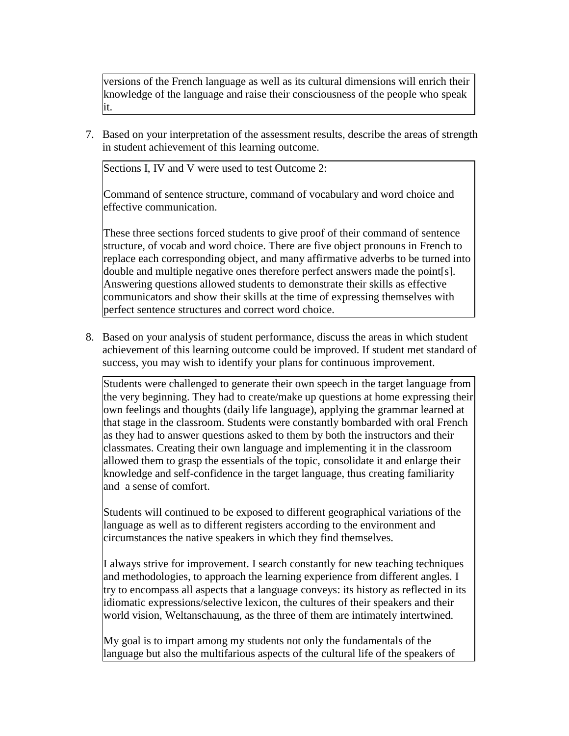versions of the French language as well as its cultural dimensions will enrich their knowledge of the language and raise their consciousness of the people who speak it.

7. Based on your interpretation of the assessment results, describe the areas of strength in student achievement of this learning outcome.

Sections I, IV and V were used to test Outcome 2:

Command of sentence structure, command of vocabulary and word choice and effective communication.

These three sections forced students to give proof of their command of sentence structure, of vocab and word choice. There are five object pronouns in French to replace each corresponding object, and many affirmative adverbs to be turned into double and multiple negative ones therefore perfect answers made the point[s]. Answering questions allowed students to demonstrate their skills as effective communicators and show their skills at the time of expressing themselves with perfect sentence structures and correct word choice.

8. Based on your analysis of student performance, discuss the areas in which student achievement of this learning outcome could be improved. If student met standard of success, you may wish to identify your plans for continuous improvement.

Students were challenged to generate their own speech in the target language from the very beginning. They had to create/make up questions at home expressing their own feelings and thoughts (daily life language), applying the grammar learned at that stage in the classroom. Students were constantly bombarded with oral French as they had to answer questions asked to them by both the instructors and their classmates. Creating their own language and implementing it in the classroom allowed them to grasp the essentials of the topic, consolidate it and enlarge their knowledge and self-confidence in the target language, thus creating familiarity and a sense of comfort.

Students will continued to be exposed to different geographical variations of the language as well as to different registers according to the environment and circumstances the native speakers in which they find themselves.

I always strive for improvement. I search constantly for new teaching techniques and methodologies, to approach the learning experience from different angles. I try to encompass all aspects that a language conveys: its history as reflected in its idiomatic expressions/selective lexicon, the cultures of their speakers and their world vision, Weltanschauung, as the three of them are intimately intertwined.

My goal is to impart among my students not only the fundamentals of the language but also the multifarious aspects of the cultural life of the speakers of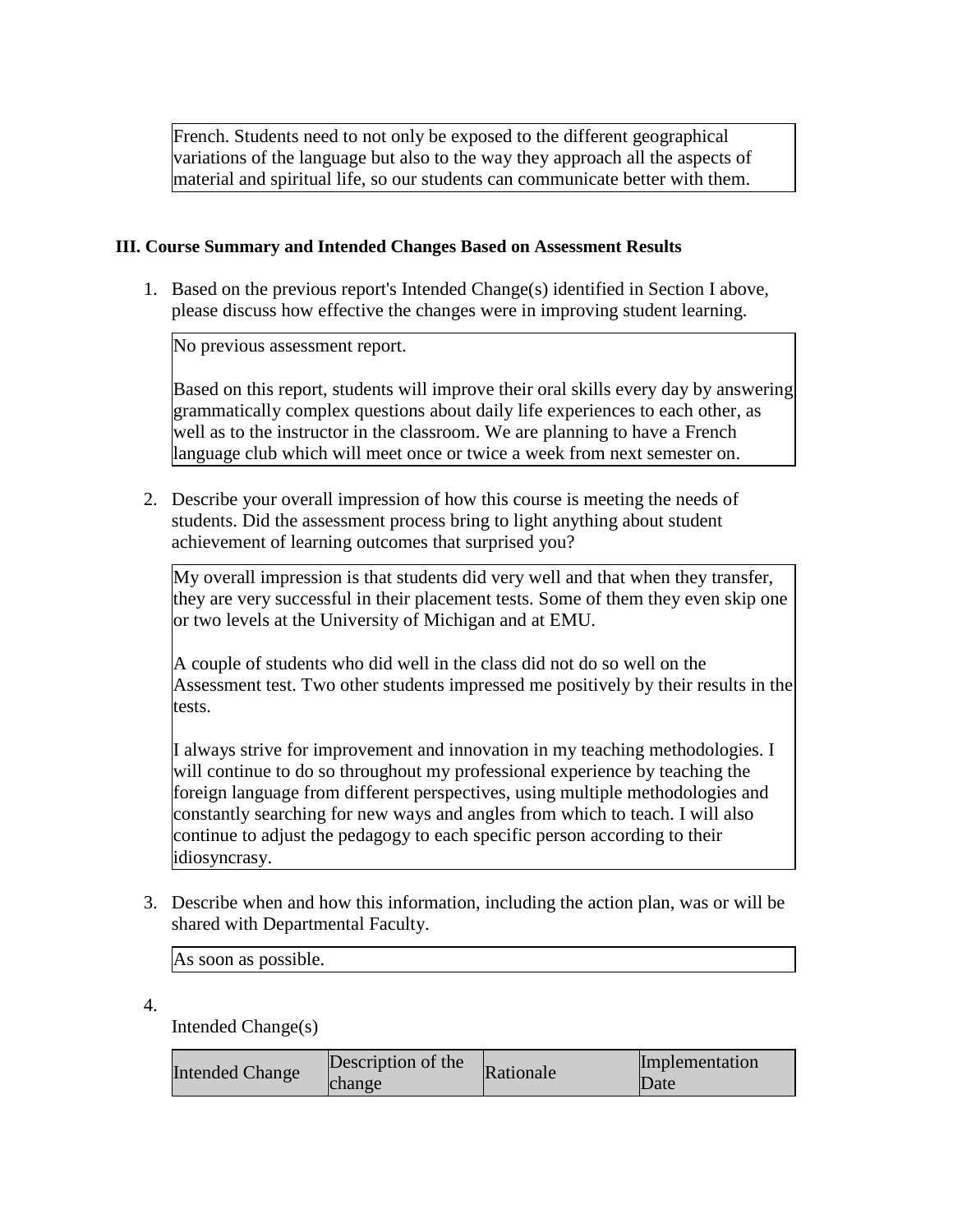French. Students need to not only be exposed to the different geographical variations of the language but also to the way they approach all the aspects of material and spiritual life, so our students can communicate better with them.

### III. Course Summary and Intended Changes Based on Assessment Results

1. Based on the previous report's Intended Change(s) identified in Section I above, please discuss how effective the changes were in improving student learning.

   No previous assessment report.

   Based on this report, students will improve their oral skills every day by answering grammatically complex questions about daily life experiences to each other, as well as to the instructor in the classroom. We are planning to have a French language club which will meet once or twice a week from next semester on.

2. Describe your overall impression of how this course is meeting the needs of students. Did the assessment process bring to light anything about student achievement of learning outcomes that surprised you?

   My overall impression is that students did very well and that when they transfer, they are very successful in their placement tests. Some of them they even skip one or two levels at the University of Michigan and at EMU.

   A couple of students who did well in the class did not do so well on the Assessment test. Two other students impressed me positively by their results in the tests.

   I always strive for improvement and innovation in my teaching methodologies. I will continue to do so throughout my professional experience by teaching the foreign language from different perspectives, using multiple methodologies and constantly searching for new ways and angles from which to teach. I will also continue to adjust the pedagogy to each specific person according to their idiosyncrasy.

3. Describe when and how this information, including the action plan, was or will be shared with Departmental Faculty.

   As soon as possible.

4. Intended Change(s)

| Intended Change | Description of the change | Rationale | Implementation Date |
|---|---|---|---|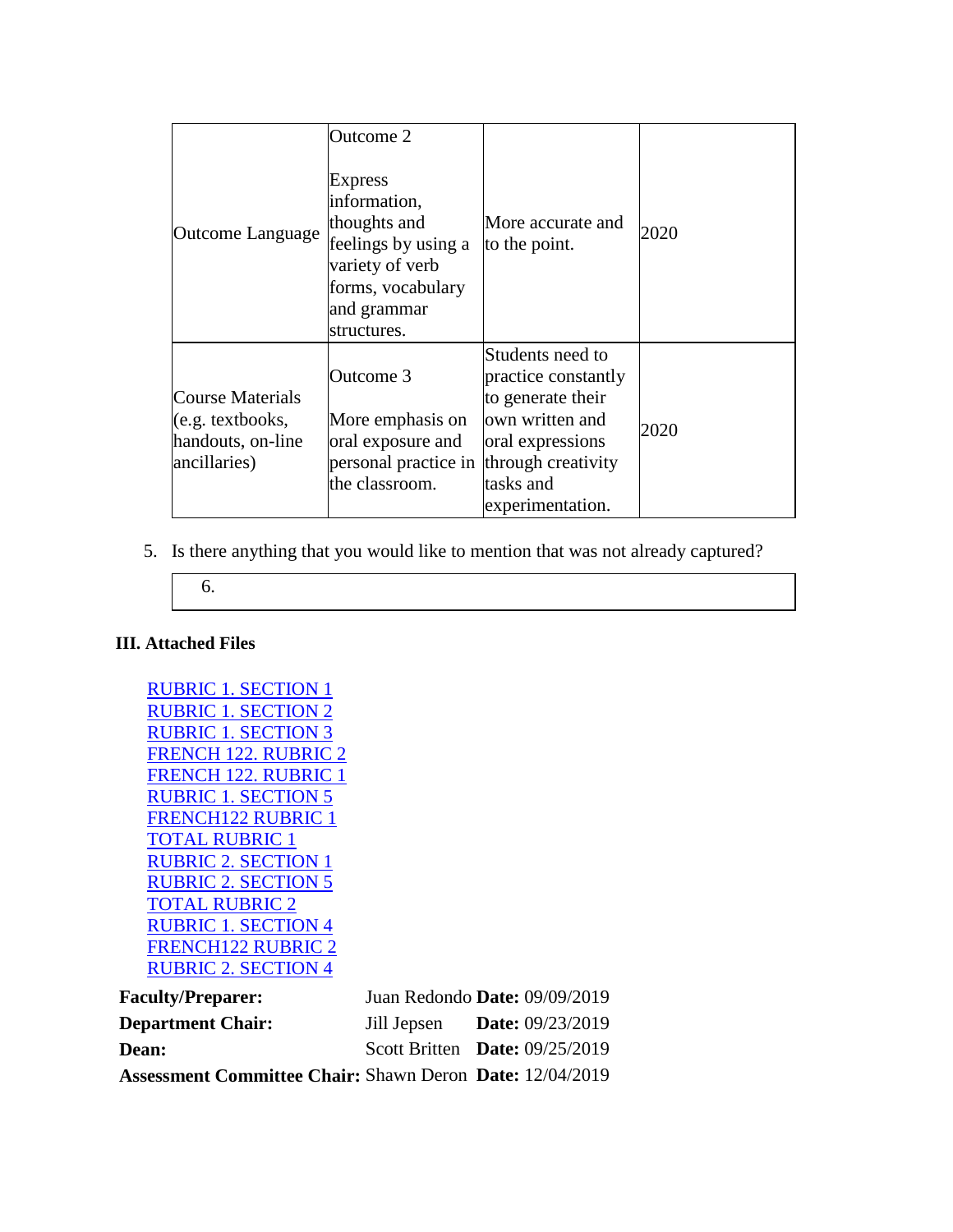| | | | |
|---|---|---|---|
| Outcome Language | Outcome 2<br><br>Express information, thoughts and feelings by using a variety of verb forms, vocabulary and grammar structures. | More accurate and to the point. | 2020 |
| Course Materials (e.g. textbooks, handouts, on-line ancillaries) | Outcome 3<br><br>More emphasis on oral exposure and personal practice in the classroom. | Students need to practice constantly to generate their own written and oral expressions through creativity tasks and experimentation. | 2020 |

5. Is there anything that you would like to mention that was not already captured?

| |
|---|
| 6. |

### III. Attached Files

RUBRIC 1. SECTION 1
RUBRIC 1. SECTION 2
RUBRIC 1. SECTION 3
FRENCH 122. RUBRIC 2
FRENCH 122. RUBRIC 1
RUBRIC 1. SECTION 5
FRENCH122 RUBRIC 1
TOTAL RUBRIC 1
RUBRIC 2. SECTION 1
RUBRIC 2. SECTION 5
TOTAL RUBRIC 2
RUBRIC 1. SECTION 4
FRENCH122 RUBRIC 2
RUBRIC 2. SECTION 4

| | | |
|---|---|---|
| **Faculty/Preparer:** | Juan Redondo | **Date:** 09/09/2019 |
| **Department Chair:** | Jill Jepsen | **Date:** 09/23/2019 |
| **Dean:** | Scott Britten | **Date:** 09/25/2019 |
| **Assessment Committee Chair:** | Shawn Deron | **Date:** 12/04/2019 |